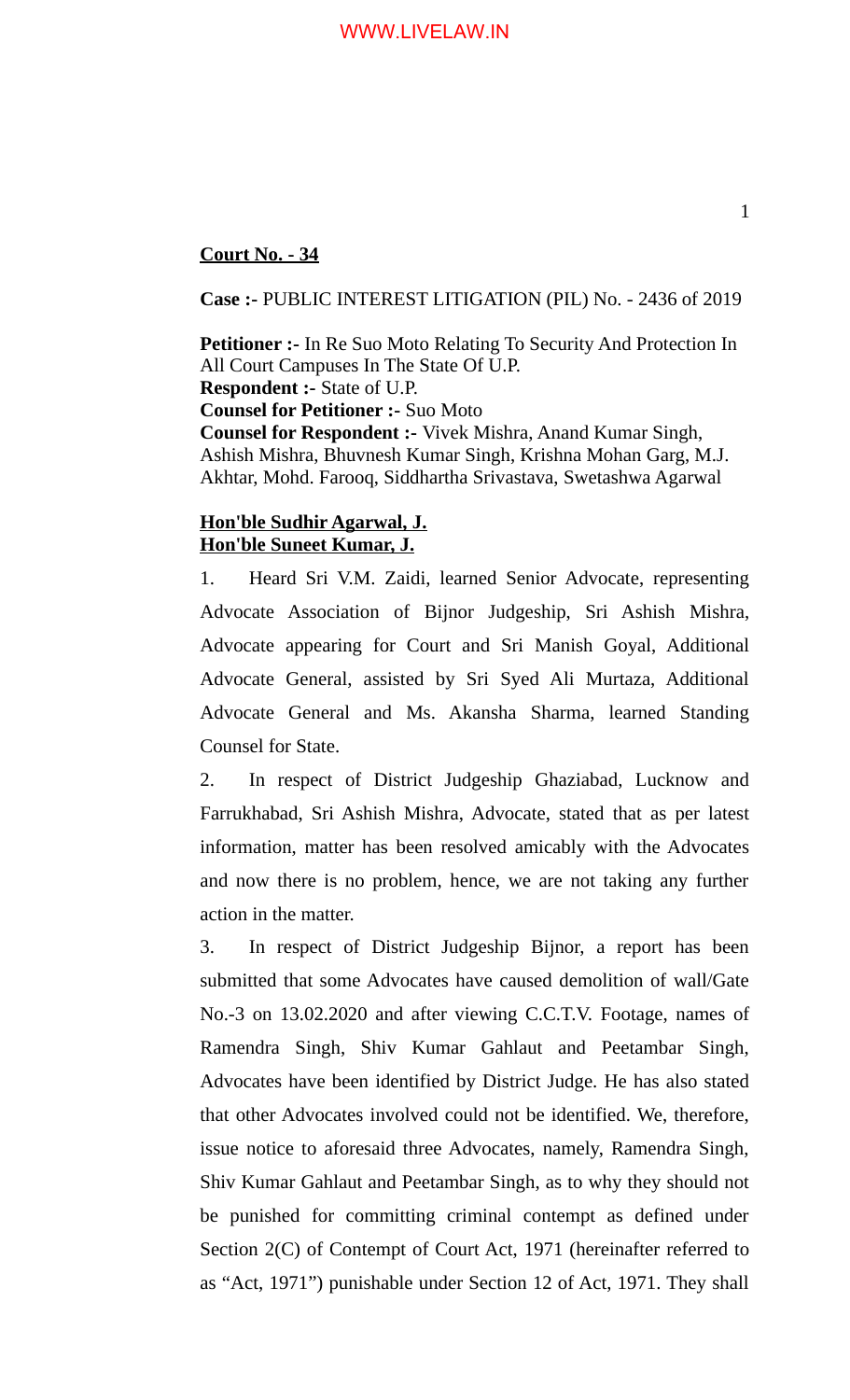**Court No. - 34**

**Case :-** PUBLIC INTEREST LITIGATION (PIL) No. - 2436 of 2019

**Petitioner :-** In Re Suo Moto Relating To Security And Protection In All Court Campuses In The State Of U.P.
**Respondent :-** State of U.P.
**Counsel for Petitioner :-** Suo Moto
**Counsel for Respondent :-** Vivek Mishra, Anand Kumar Singh, Ashish Mishra, Bhuvnesh Kumar Singh, Krishna Mohan Garg, M.J. Akhtar, Mohd. Farooq, Siddhartha Srivastava, Swetashwa Agarwal

**Hon'ble Sudhir Agarwal, J.**
**Hon'ble Suneet Kumar, J.**

1. Heard Sri V.M. Zaidi, learned Senior Advocate, representing Advocate Association of Bijnor Judgeship, Sri Ashish Mishra, Advocate appearing for Court and Sri Manish Goyal, Additional Advocate General, assisted by Sri Syed Ali Murtaza, Additional Advocate General and Ms. Akansha Sharma, learned Standing Counsel for State.

2. In respect of District Judgeship Ghaziabad, Lucknow and Farrukhabad, Sri Ashish Mishra, Advocate, stated that as per latest information, matter has been resolved amicably with the Advocates and now there is no problem, hence, we are not taking any further action in the matter.

3. In respect of District Judgeship Bijnor, a report has been submitted that some Advocates have caused demolition of wall/Gate No.-3 on 13.02.2020 and after viewing C.C.T.V. Footage, names of Ramendra Singh, Shiv Kumar Gahlaut and Peetambar Singh, Advocates have been identified by District Judge. He has also stated that other Advocates involved could not be identified. We, therefore, issue notice to aforesaid three Advocates, namely, Ramendra Singh, Shiv Kumar Gahlaut and Peetambar Singh, as to why they should not be punished for committing criminal contempt as defined under Section 2(C) of Contempt of Court Act, 1971 (hereinafter referred to as "Act, 1971") punishable under Section 12 of Act, 1971. They shall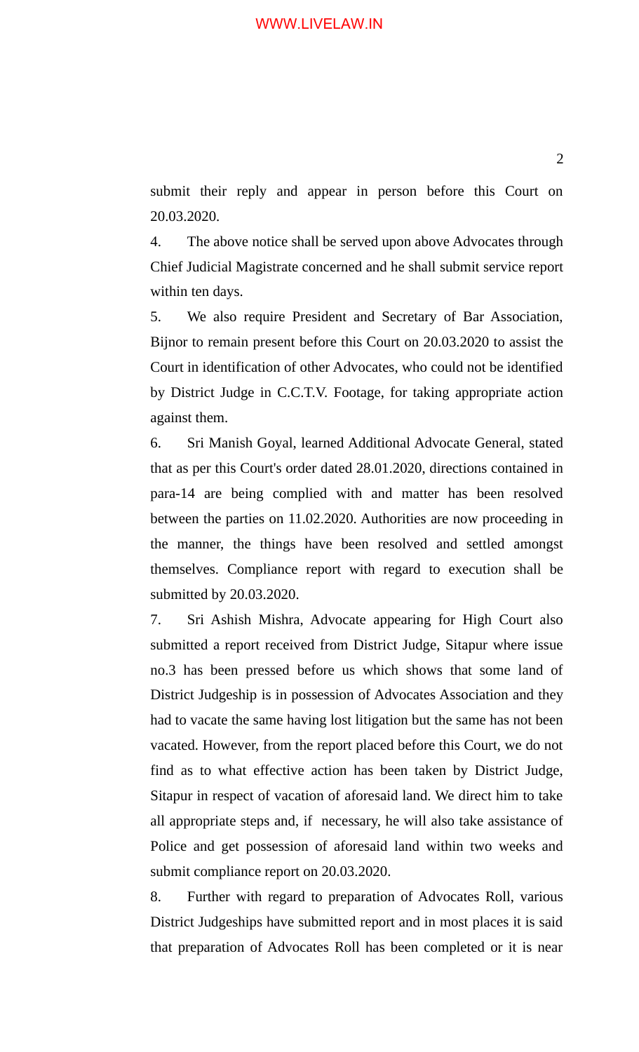submit their reply and appear in person before this Court on 20.03.2020.

4. The above notice shall be served upon above Advocates through Chief Judicial Magistrate concerned and he shall submit service report within ten days.

5. We also require President and Secretary of Bar Association, Bijnor to remain present before this Court on 20.03.2020 to assist the Court in identification of other Advocates, who could not be identified by District Judge in C.C.T.V. Footage, for taking appropriate action against them.

6. Sri Manish Goyal, learned Additional Advocate General, stated that as per this Court's order dated 28.01.2020, directions contained in para-14 are being complied with and matter has been resolved between the parties on 11.02.2020. Authorities are now proceeding in the manner, the things have been resolved and settled amongst themselves. Compliance report with regard to execution shall be submitted by 20.03.2020.

7. Sri Ashish Mishra, Advocate appearing for High Court also submitted a report received from District Judge, Sitapur where issue no.3 has been pressed before us which shows that some land of District Judgeship is in possession of Advocates Association and they had to vacate the same having lost litigation but the same has not been vacated. However, from the report placed before this Court, we do not find as to what effective action has been taken by District Judge, Sitapur in respect of vacation of aforesaid land. We direct him to take all appropriate steps and, if necessary, he will also take assistance of Police and get possession of aforesaid land within two weeks and submit compliance report on 20.03.2020.

8. Further with regard to preparation of Advocates Roll, various District Judgeships have submitted report and in most places it is said that preparation of Advocates Roll has been completed or it is near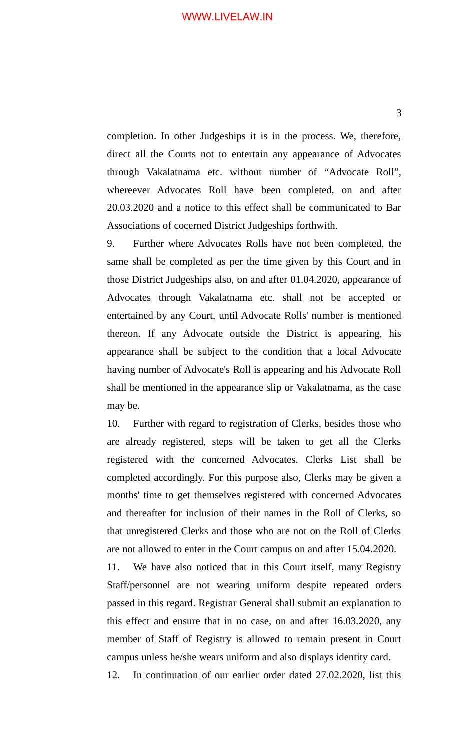completion. In other Judgeships it is in the process. We, therefore, direct all the Courts not to entertain any appearance of Advocates through Vakalatnama etc. without number of "Advocate Roll", whereever Advocates Roll have been completed, on and after 20.03.2020 and a notice to this effect shall be communicated to Bar Associations of cocerned District Judgeships forthwith.

9. Further where Advocates Rolls have not been completed, the same shall be completed as per the time given by this Court and in those District Judgeships also, on and after 01.04.2020, appearance of Advocates through Vakalatnama etc. shall not be accepted or entertained by any Court, until Advocate Rolls' number is mentioned thereon. If any Advocate outside the District is appearing, his appearance shall be subject to the condition that a local Advocate having number of Advocate's Roll is appearing and his Advocate Roll shall be mentioned in the appearance slip or Vakalatnama, as the case may be.

10. Further with regard to registration of Clerks, besides those who are already registered, steps will be taken to get all the Clerks registered with the concerned Advocates. Clerks List shall be completed accordingly. For this purpose also, Clerks may be given a months' time to get themselves registered with concerned Advocates and thereafter for inclusion of their names in the Roll of Clerks, so that unregistered Clerks and those who are not on the Roll of Clerks are not allowed to enter in the Court campus on and after 15.04.2020.

11. We have also noticed that in this Court itself, many Registry Staff/personnel are not wearing uniform despite repeated orders passed in this regard. Registrar General shall submit an explanation to this effect and ensure that in no case, on and after 16.03.2020, any member of Staff of Registry is allowed to remain present in Court campus unless he/she wears uniform and also displays identity card.

12. In continuation of our earlier order dated 27.02.2020, list this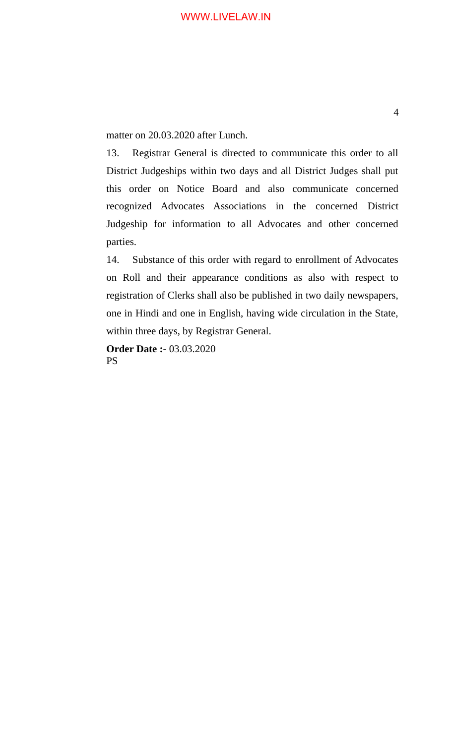matter on 20.03.2020 after Lunch.

13. Registrar General is directed to communicate this order to all District Judgeships within two days and all District Judges shall put this order on Notice Board and also communicate concerned recognized Advocates Associations in the concerned District Judgeship for information to all Advocates and other concerned parties.

14. Substance of this order with regard to enrollment of Advocates on Roll and their appearance conditions as also with respect to registration of Clerks shall also be published in two daily newspapers, one in Hindi and one in English, having wide circulation in the State, within three days, by Registrar General.

**Order Date :-** 03.03.2020
PS